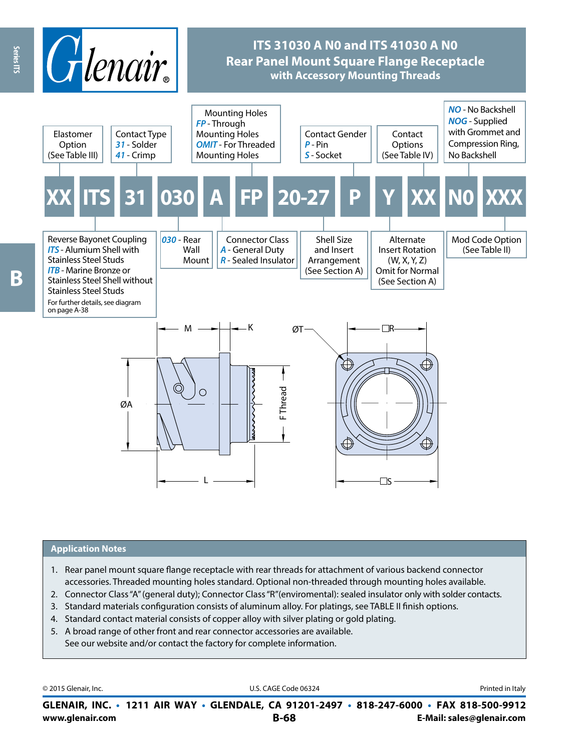# ITS 31030 A N0 and ITS 41030 A N0
## Rear Panel Mount Square Flange Receptacle
### with Accessory Mounting Threads

**XX ITS 31 030 A FP 20-27 P Y XX N0 XXX**

- **XX** – Elastomer Option (See Table III)
- **ITS** – Reverse Bayonet Coupling
  - *ITS* - Alumium Shell with Stainless Steel Studs
  - *ITB* - Marine Bronze or Stainless Steel Shell without Stainless Steel Studs
  - For further details, see diagram on page A-38
- **31** – Contact Type
  - *31* - Solder
  - *41* - Crimp
- **030** – *030* - Rear Wall Mount
- **A** – Connector Class
  - *A* - General Duty
  - *R* - Sealed Insulator
- **FP** – Mounting Holes
  - *FP* - Through Mounting Holes
  - *OMIT* - For Threaded Mounting Holes
- **20-27** – Shell Size and Insert Arrangement (See Section A)
- **P** – Contact Gender
  - *P* - Pin
  - *S* - Socket
- **Y** – Alternate Insert Rotation (W, X, Y, Z) Omit for Normal (See Section A)
- **XX** – Contact Options (See Table IV)
- **N0**
  - *NO* - No Backshell
  - *NOG* - Supplied with Grommet and Compression Ring, No Backshell
- **XXX** – Mod Code Option (See Table II)

M K ØT ☐R ØA F Thread L ☐S

## Application Notes

1. Rear panel mount square flange receptacle with rear threads for attachment of various backend connector accessories. Threaded mounting holes standard. Optional non-threaded through mounting holes available.
2. Connector Class "A" (general duty); Connector Class "R" (enviromental): sealed insulator only with solder contacts.
3. Standard materials configuration consists of aluminum alloy. For platings, see TABLE II finish options.
4. Standard contact material consists of copper alloy with silver plating or gold plating.
5. A broad range of other front and rear connector accessories are available. See our website and/or contact the factory for complete information.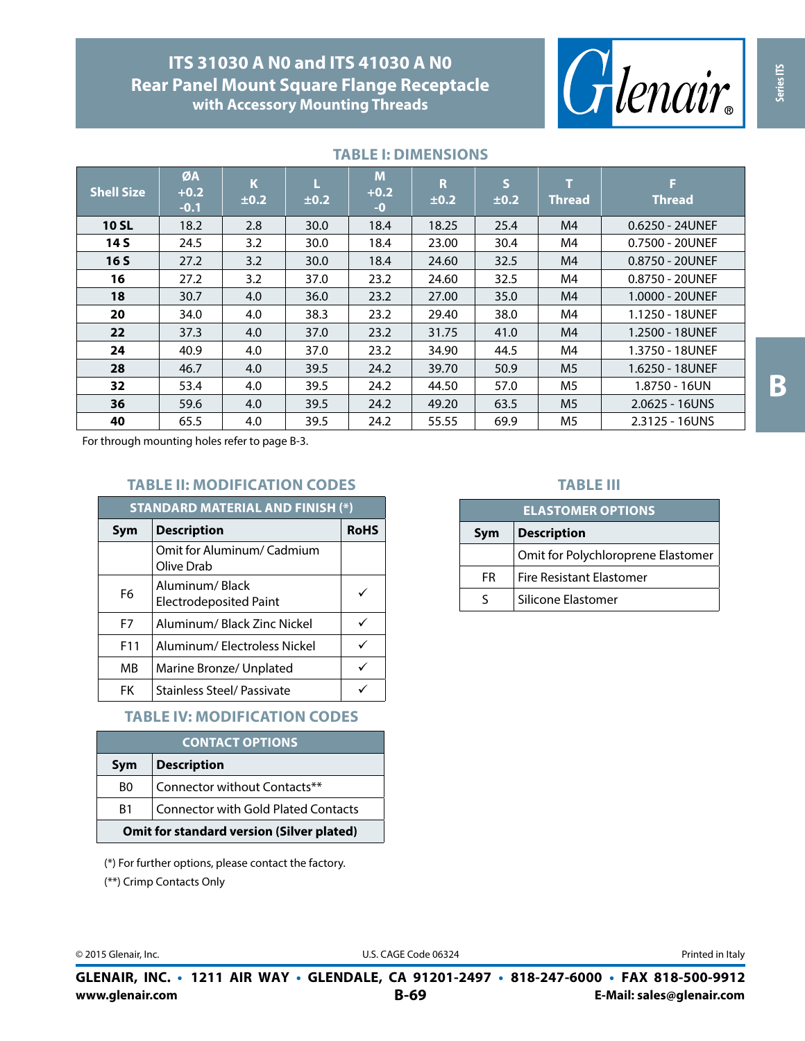# ITS 31030 A N0 and ITS 41030 A N0
## Rear Panel Mount Square Flange Receptacle
### with Accessory Mounting Threads

## TABLE I: DIMENSIONS

| Shell Size | ØA +0.2 -0.1 | K ±0.2 | L ±0.2 | M +0.2 -0 | R ±0.2 | S ±0.2 | T Thread | F Thread |
|---|---|---|---|---|---|---|---|---|
| **10 SL** | 18.2 | 2.8 | 30.0 | 18.4 | 18.25 | 25.4 | M4 | 0.6250 - 24UNEF |
| **14 S** | 24.5 | 3.2 | 30.0 | 18.4 | 23.00 | 30.4 | M4 | 0.7500 - 20UNEF |
| **16 S** | 27.2 | 3.2 | 30.0 | 18.4 | 24.60 | 32.5 | M4 | 0.8750 - 20UNEF |
| **16** | 27.2 | 3.2 | 37.0 | 23.2 | 24.60 | 32.5 | M4 | 0.8750 - 20UNEF |
| **18** | 30.7 | 4.0 | 36.0 | 23.2 | 27.00 | 35.0 | M4 | 1.0000 - 20UNEF |
| **20** | 34.0 | 4.0 | 38.3 | 23.2 | 29.40 | 38.0 | M4 | 1.1250 - 18UNEF |
| **22** | 37.3 | 4.0 | 37.0 | 23.2 | 31.75 | 41.0 | M4 | 1.2500 - 18UNEF |
| **24** | 40.9 | 4.0 | 37.0 | 23.2 | 34.90 | 44.5 | M4 | 1.3750 - 18UNEF |
| **28** | 46.7 | 4.0 | 39.5 | 24.2 | 39.70 | 50.9 | M5 | 1.6250 - 18UNEF |
| **32** | 53.4 | 4.0 | 39.5 | 24.2 | 44.50 | 57.0 | M5 | 1.8750 - 16UN |
| **36** | 59.6 | 4.0 | 39.5 | 24.2 | 49.20 | 63.5 | M5 | 2.0625 - 16UNS |
| **40** | 65.5 | 4.0 | 39.5 | 24.2 | 55.55 | 69.9 | M5 | 2.3125 - 16UNS |

For through mounting holes refer to page B-3.

## TABLE II: MODIFICATION CODES

| STANDARD MATERIAL AND FINISH (*) | | |
|---|---|---|
| **Sym** | **Description** | **RoHS** |
| | Omit for Aluminum/ Cadmium Olive Drab | |
| F6 | Aluminum/ Black Electrodeposited Paint | ✓ |
| F7 | Aluminum/ Black Zinc Nickel | ✓ |
| F11 | Aluminum/ Electroless Nickel | ✓ |
| MB | Marine Bronze/ Unplated | ✓ |
| FK | Stainless Steel/ Passivate | ✓ |

## TABLE III

| ELASTOMER OPTIONS | |
|---|---|
| **Sym** | **Description** |
| | Omit for Polychloroprene Elastomer |
| FR | Fire Resistant Elastomer |
| S | Silicone Elastomer |

## TABLE IV: MODIFICATION CODES

| CONTACT OPTIONS | |
|---|---|
| **Sym** | **Description** |
| B0 | Connector without Contacts** |
| B1 | Connector with Gold Plated Contacts |
| **Omit for standard version (Silver plated)** | |

(*) For further options, please contact the factory.

(**) Crimp Contacts Only